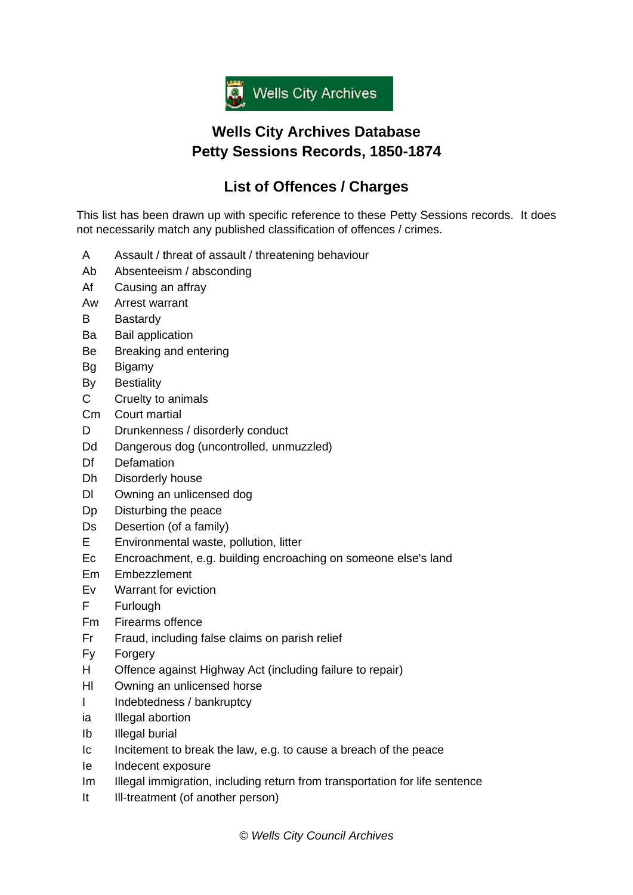Wells City Archives

# Wells City Archives Database
# Petty Sessions Records, 1850-1874

## List of Offences / Charges

This list has been drawn up with specific reference to these Petty Sessions records. It does not necessarily match any published classification of offences / crimes.

| Code | Offence / Charge |
|---|---|
| A | Assault / threat of assault / threatening behaviour |
| Ab | Absenteeism / absconding |
| Af | Causing an affray |
| Aw | Arrest warrant |
| B | Bastardy |
| Ba | Bail application |
| Be | Breaking and entering |
| Bg | Bigamy |
| By | Bestiality |
| C | Cruelty to animals |
| Cm | Court martial |
| D | Drunkenness / disorderly conduct |
| Dd | Dangerous dog (uncontrolled, unmuzzled) |
| Df | Defamation |
| Dh | Disorderly house |
| Dl | Owning an unlicensed dog |
| Dp | Disturbing the peace |
| Ds | Desertion (of a family) |
| E | Environmental waste, pollution, litter |
| Ec | Encroachment, e.g. building encroaching on someone else's land |
| Em | Embezzlement |
| Ev | Warrant for eviction |
| F | Furlough |
| Fm | Firearms offence |
| Fr | Fraud, including false claims on parish relief |
| Fy | Forgery |
| H | Offence against Highway Act (including failure to repair) |
| Hl | Owning an unlicensed horse |
| I | Indebtedness / bankruptcy |
| ia | Illegal abortion |
| Ib | Illegal burial |
| Ic | Incitement to break the law, e.g. to cause a breach of the peace |
| Ie | Indecent exposure |
| Im | Illegal immigration, including return from transportation for life sentence |
| It | Ill-treatment (of another person) |

*© Wells City Council Archives*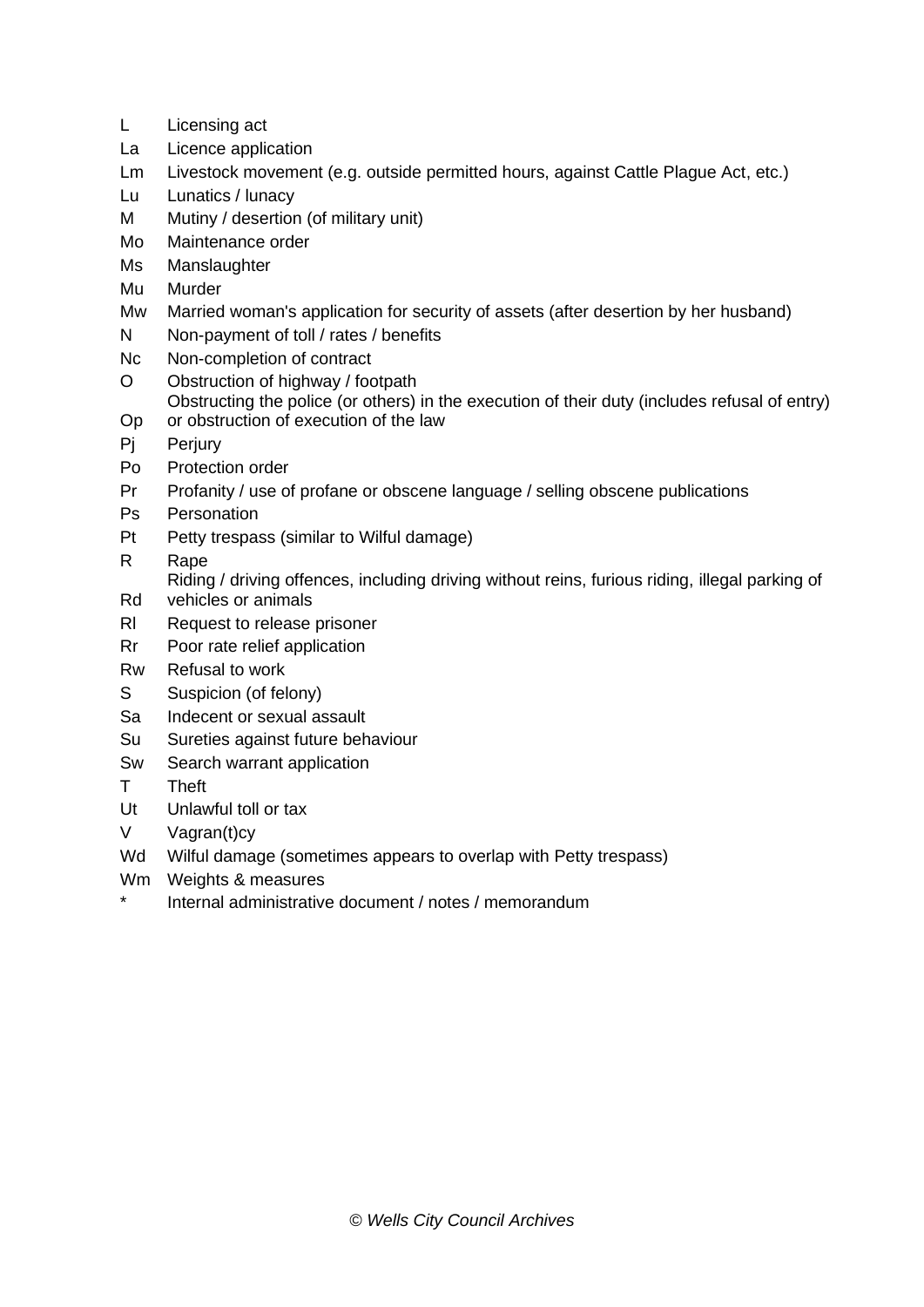| | |
|---|---|
| L | Licensing act |
| La | Licence application |
| Lm | Livestock movement (e.g. outside permitted hours, against Cattle Plague Act, etc.) |
| Lu | Lunatics / lunacy |
| M | Mutiny / desertion (of military unit) |
| Mo | Maintenance order |
| Ms | Manslaughter |
| Mu | Murder |
| Mw | Married woman's application for security of assets (after desertion by her husband) |
| N | Non-payment of toll / rates / benefits |
| Nc | Non-completion of contract |
| O | Obstruction of highway / footpath |
| Op | Obstructing the police (or others) in the execution of their duty (includes refusal of entry) or obstruction of execution of the law |
| Pj | Perjury |
| Po | Protection order |
| Pr | Profanity / use of profane or obscene language / selling obscene publications |
| Ps | Personation |
| Pt | Petty trespass (similar to Wilful damage) |
| R | Rape |
| Rd | Riding / driving offences, including driving without reins, furious riding, illegal parking of vehicles or animals |
| Rl | Request to release prisoner |
| Rr | Poor rate relief application |
| Rw | Refusal to work |
| S | Suspicion (of felony) |
| Sa | Indecent or sexual assault |
| Su | Sureties against future behaviour |
| Sw | Search warrant application |
| T | Theft |
| Ut | Unlawful toll or tax |
| V | Vagran(t)cy |
| Wd | Wilful damage (sometimes appears to overlap with Petty trespass) |
| Wm | Weights & measures |
| * | Internal administrative document / notes / memorandum |

© *Wells City Council Archives*